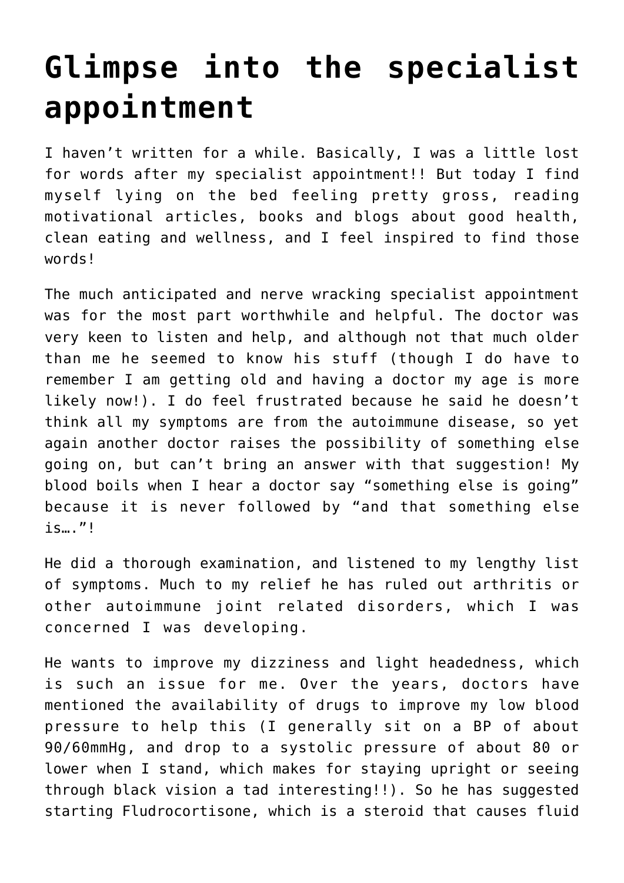# Glimpse into the specialist appointment

I haven't written for a while. Basically, I was a little lost for words after my specialist appointment!! But today I find myself lying on the bed feeling pretty gross, reading motivational articles, books and blogs about good health, clean eating and wellness, and I feel inspired to find those words!

The much anticipated and nerve wracking specialist appointment was for the most part worthwhile and helpful. The doctor was very keen to listen and help, and although not that much older than me he seemed to know his stuff (though I do have to remember I am getting old and having a doctor my age is more likely now!). I do feel frustrated because he said he doesn't think all my symptoms are from the autoimmune disease, so yet again another doctor raises the possibility of something else going on, but can't bring an answer with that suggestion! My blood boils when I hear a doctor say "something else is going" because it is never followed by "and that something else is…."!

He did a thorough examination, and listened to my lengthy list of symptoms. Much to my relief he has ruled out arthritis or other autoimmune joint related disorders, which I was concerned I was developing.

He wants to improve my dizziness and light headedness, which is such an issue for me. Over the years, doctors have mentioned the availability of drugs to improve my low blood pressure to help this (I generally sit on a BP of about 90/60mmHg, and drop to a systolic pressure of about 80 or lower when I stand, which makes for staying upright or seeing through black vision a tad interesting!!). So he has suggested starting Fludrocortisone, which is a steroid that causes fluid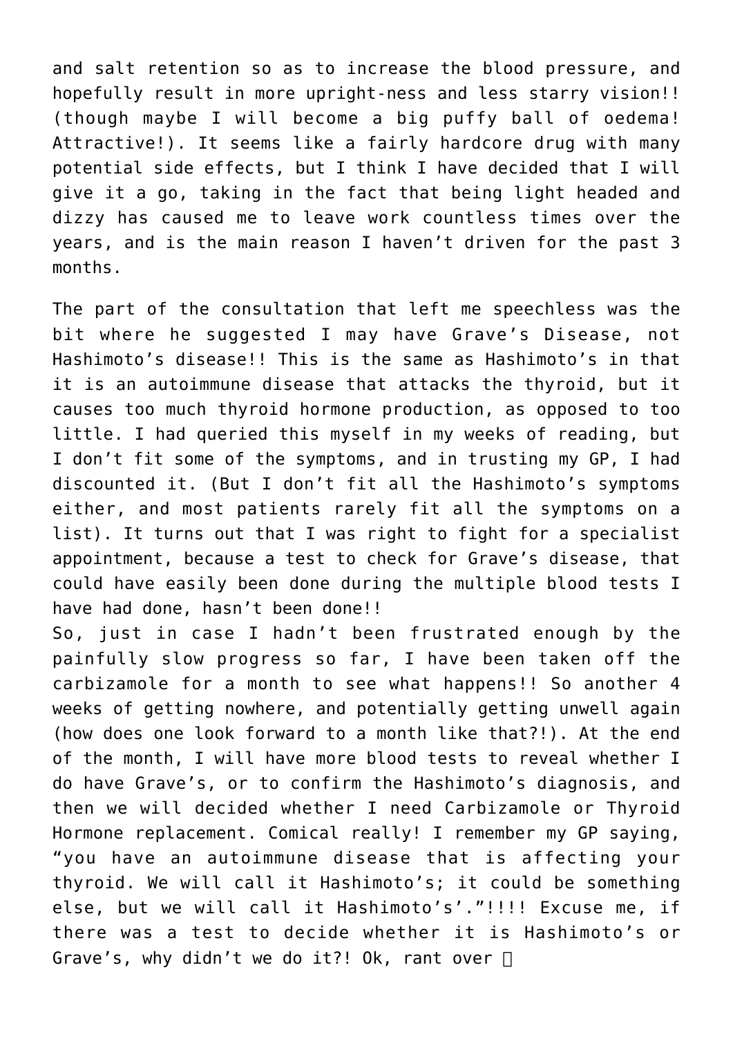and salt retention so as to increase the blood pressure, and hopefully result in more upright-ness and less starry vision!! (though maybe I will become a big puffy ball of oedema! Attractive!). It seems like a fairly hardcore drug with many potential side effects, but I think I have decided that I will give it a go, taking in the fact that being light headed and dizzy has caused me to leave work countless times over the years, and is the main reason I haven't driven for the past 3 months.

The part of the consultation that left me speechless was the bit where he suggested I may have Grave's Disease, not Hashimoto's disease!! This is the same as Hashimoto's in that it is an autoimmune disease that attacks the thyroid, but it causes too much thyroid hormone production, as opposed to too little. I had queried this myself in my weeks of reading, but I don't fit some of the symptoms, and in trusting my GP, I had discounted it. (But I don't fit all the Hashimoto's symptoms either, and most patients rarely fit all the symptoms on a list). It turns out that I was right to fight for a specialist appointment, because a test to check for Grave's disease, that could have easily been done during the multiple blood tests I have had done, hasn't been done!!
So, just in case I hadn't been frustrated enough by the painfully slow progress so far, I have been taken off the carbizamole for a month to see what happens!! So another 4 weeks of getting nowhere, and potentially getting unwell again (how does one look forward to a month like that?!). At the end of the month, I will have more blood tests to reveal whether I do have Grave's, or to confirm the Hashimoto's diagnosis, and then we will decided whether I need Carbizamole or Thyroid Hormone replacement. Comical really! I remember my GP saying, "you have an autoimmune disease that is affecting your thyroid. We will call it Hashimoto's; it could be something else, but we will call it Hashimoto's'."!!!! Excuse me, if there was a test to decide whether it is Hashimoto's or Grave's, why didn't we do it?! Ok, rant over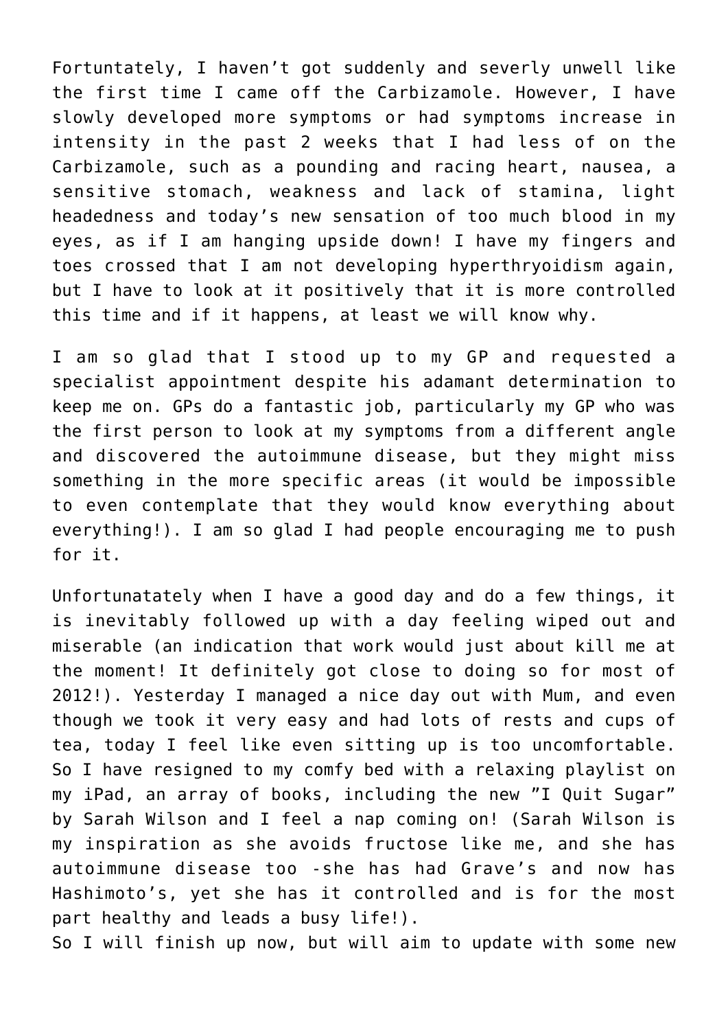Fortuntately, I haven't got suddenly and severly unwell like the first time I came off the Carbizamole. However, I have slowly developed more symptoms or had symptoms increase in intensity in the past 2 weeks that I had less of on the Carbizamole, such as a pounding and racing heart, nausea, a sensitive stomach, weakness and lack of stamina, light headedness and today's new sensation of too much blood in my eyes, as if I am hanging upside down! I have my fingers and toes crossed that I am not developing hyperthryoidism again, but I have to look at it positively that it is more controlled this time and if it happens, at least we will know why.

I am so glad that I stood up to my GP and requested a specialist appointment despite his adamant determination to keep me on. GPs do a fantastic job, particularly my GP who was the first person to look at my symptoms from a different angle and discovered the autoimmune disease, but they might miss something in the more specific areas (it would be impossible to even contemplate that they would know everything about everything!). I am so glad I had people encouraging me to push for it.

Unfortunatately when I have a good day and do a few things, it is inevitably followed up with a day feeling wiped out and miserable (an indication that work would just about kill me at the moment! It definitely got close to doing so for most of 2012!). Yesterday I managed a nice day out with Mum, and even though we took it very easy and had lots of rests and cups of tea, today I feel like even sitting up is too uncomfortable. So I have resigned to my comfy bed with a relaxing playlist on my iPad, an array of books, including the new "I Quit Sugar" by Sarah Wilson and I feel a nap coming on! (Sarah Wilson is my inspiration as she avoids fructose like me, and she has autoimmune disease too -she has had Grave's and now has Hashimoto's, yet she has it controlled and is for the most part healthy and leads a busy life!).

So I will finish up now, but will aim to update with some new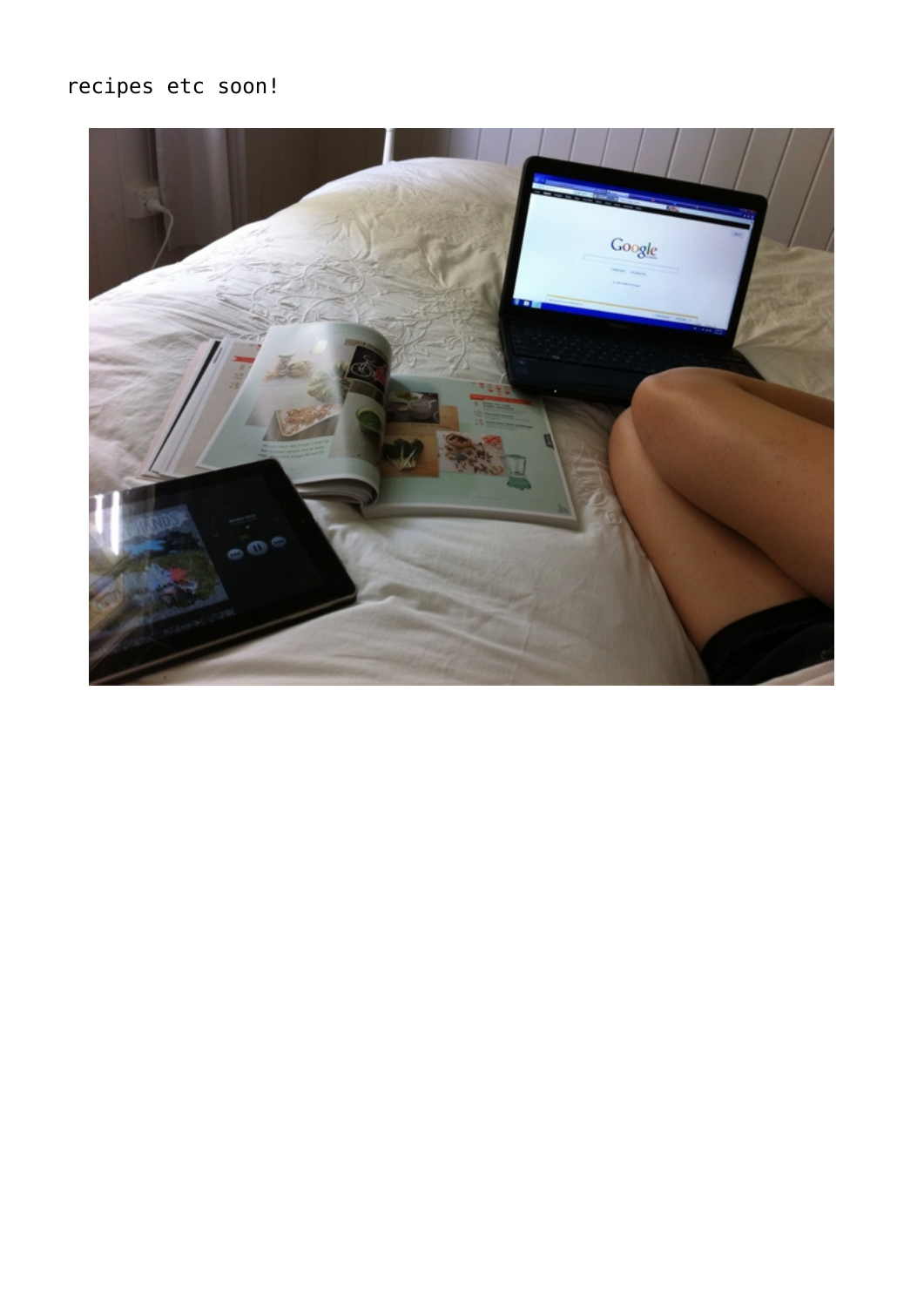recipes etc soon!